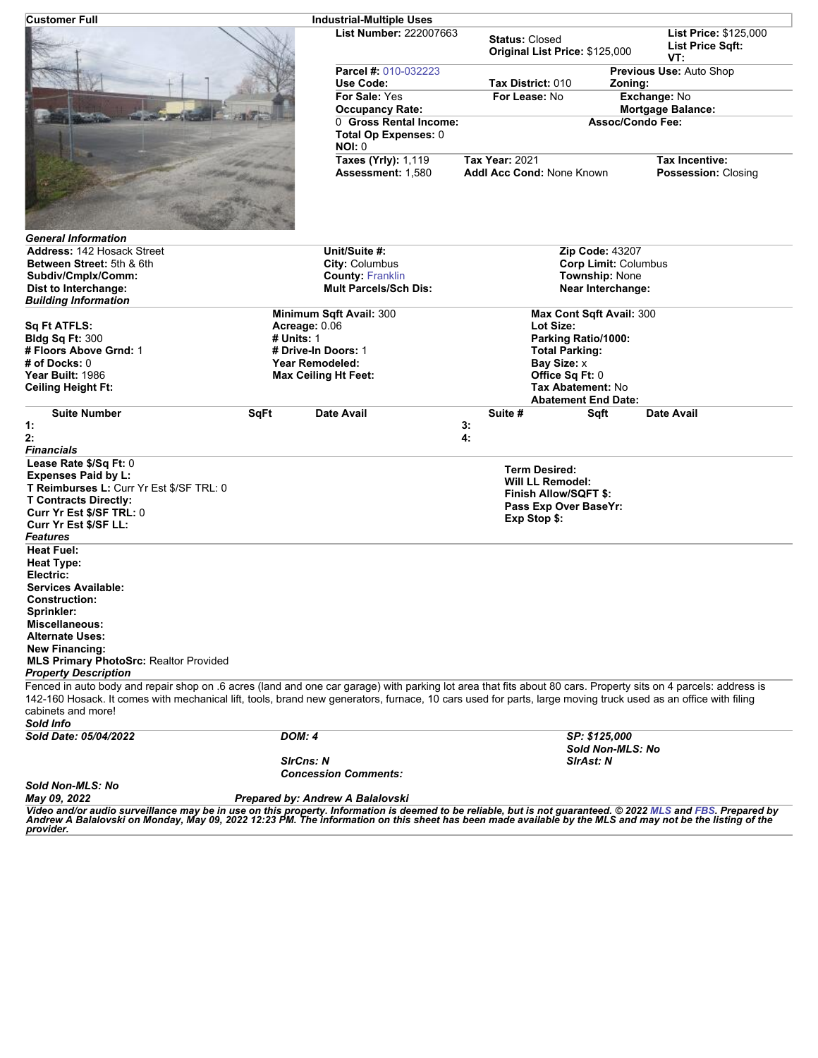**Customer Full** — **Industrial-Multiple Uses**

| | | |
|---|---|---|
| **List Number:** 222007663 | **Status:** Closed<br>**Original List Price:** $125,000 | **List Price:** $125,000<br>**List Price Sqft:**<br>**VT:** |
| **Parcel #:** 010-032223<br>**Use Code:** | **Tax District:** 010 | **Previous Use:** Auto Shop<br>**Zoning:** |
| **For Sale:** Yes<br>**Occupancy Rate:** | **For Lease:** No | **Exchange:** No<br>**Mortgage Balance:** |
| 0 **Gross Rental Income:**<br>**Total Op Expenses:** 0<br>**NOI:** 0 | | **Assoc/Condo Fee:** |
| **Taxes (Yrly):** 1,119<br>**Assessment:** 1,580 | **Tax Year:** 2021<br>**Addl Acc Cond:** None Known | **Tax Incentive:**<br>**Possession:** Closing |

### *General Information*

| | | |
|---|---|---|
| **Address:** 142 Hosack Street | **Unit/Suite #:** | **Zip Code:** 43207 |
| **Between Street:** 5th & 6th | **City:** Columbus | **Corp Limit:** Columbus |
| **Subdiv/Cmplx/Comm:** | **County:** Franklin | **Township:** None |
| **Dist to Interchange:** | **Mult Parcels/Sch Dis:** | **Near Interchange:** |

### *Building Information*

| | | |
|---|---|---|
| | **Minimum Sqft Avail:** 300 | **Max Cont Sqft Avail:** 300 |
| **Sq Ft ATFLS:** | **Acreage:** 0.06 | **Lot Size:** |
| **Bldg Sq Ft:** 300 | **# Units:** 1 | **Parking Ratio/1000:** |
| **# Floors Above Grnd:** 1 | **# Drive-In Doors:** 1 | **Total Parking:** |
| **# of Docks:** 0 | **Year Remodeled:** | **Bay Size:** x |
| **Year Built:** 1986 | **Max Ceiling Ht Feet:** | **Office Sq Ft:** 0 |
| **Ceiling Height Ft:** | | **Tax Abatement:** No |
| | | **Abatement End Date:** |

| Suite Number | SqFt | Date Avail | Suite # | Sqft | Date Avail |
|---|---|---|---|---|---|
| 1: | | | 3: | | |
| 2: | | | 4: | | |

### *Financials*

| | |
|---|---|
| **Lease Rate $/Sq Ft:** 0 | **Term Desired:** |
| **Expenses Paid by L:** | **Will LL Remodel:** |
| **T Reimburses L:** Curr Yr Est $/SF TRL: 0 | **Finish Allow/SQFT $:** |
| **T Contracts Directly:** | **Pass Exp Over BaseYr:** |
| **Curr Yr Est $/SF TRL:** 0 | **Exp Stop $:** |
| **Curr Yr Est $/SF LL:** | |

### *Features*

**Heat Fuel:**
**Heat Type:**
**Electric:**
**Services Available:**
**Construction:**
**Sprinkler:**
**Miscellaneous:**
**Alternate Uses:**
**New Financing:**
**MLS Primary PhotoSrc:** Realtor Provided

### *Property Description*

Fenced in auto body and repair shop on .6 acres (land and one car garage) with parking lot area that fits about 80 cars. Property sits on 4 parcels: address is 142-160 Hosack. It comes with mechanical lift, tools, brand new generators, furnace, 10 cars used for parts, large moving truck used as an office with filing cabinets and more!

### *Sold Info*

| | | |
|---|---|---|
| ***Sold Date: 05/04/2022*** | ***DOM: 4*** | ***SP: $125,000***<br>***Sold Non-MLS: No*** |
| | ***SlrCns: N***<br>***Concession Comments:*** | ***SlrAst: N*** |

***Sold Non-MLS: No***

***May 09, 2022*** — ***Prepared by: Andrew A Balalovski***

***Video and/or audio surveillance may be in use on this property. Information is deemed to be reliable, but is not guaranteed. © 2022 MLS and FBS. Prepared by Andrew A Balalovski on Monday, May 09, 2022 12:23 PM. The information on this sheet has been made available by the MLS and may not be the listing of the provider.***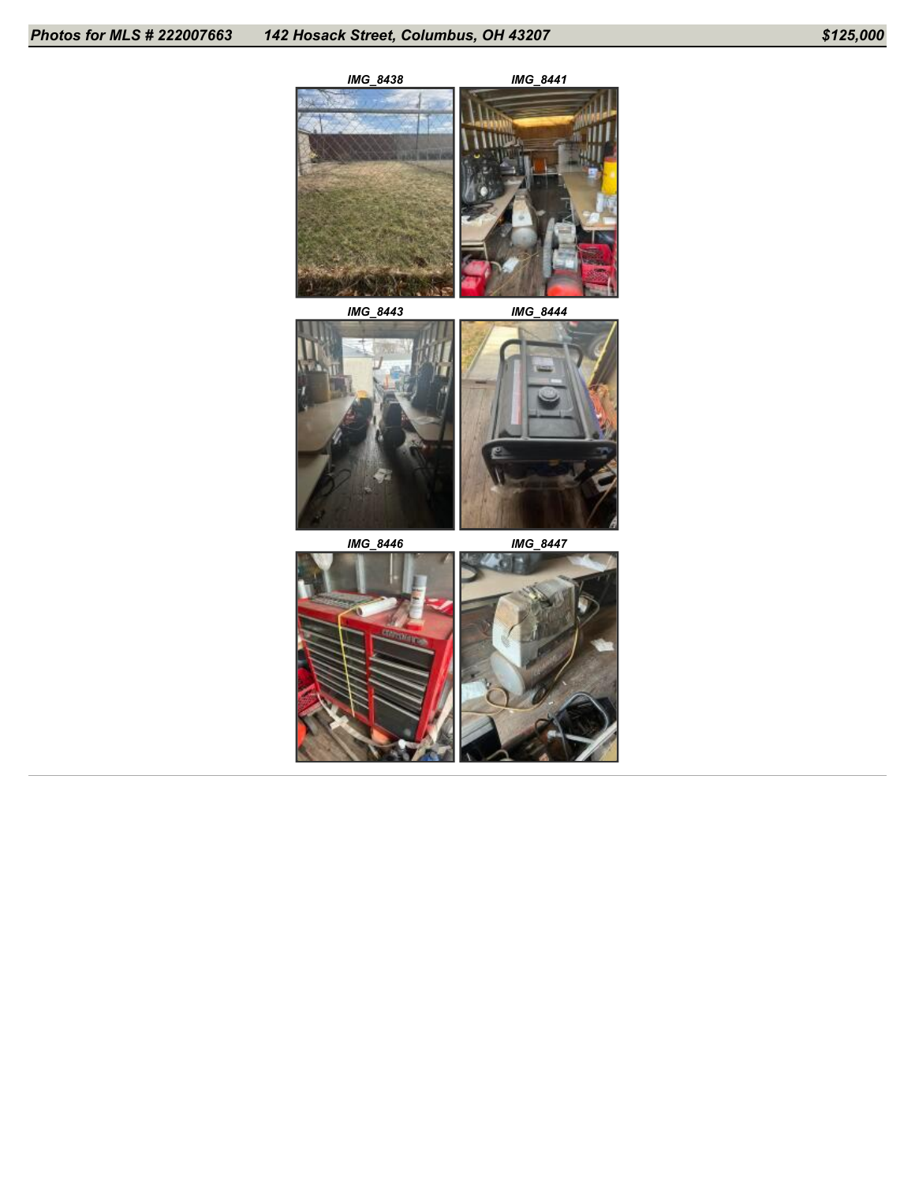**Photos for MLS # 222007663 142 Hosack Street, Columbus, OH 43207 $125,000**

IMG_8438

IMG_8441

IMG_8443

IMG_8444

IMG_8446

IMG_8447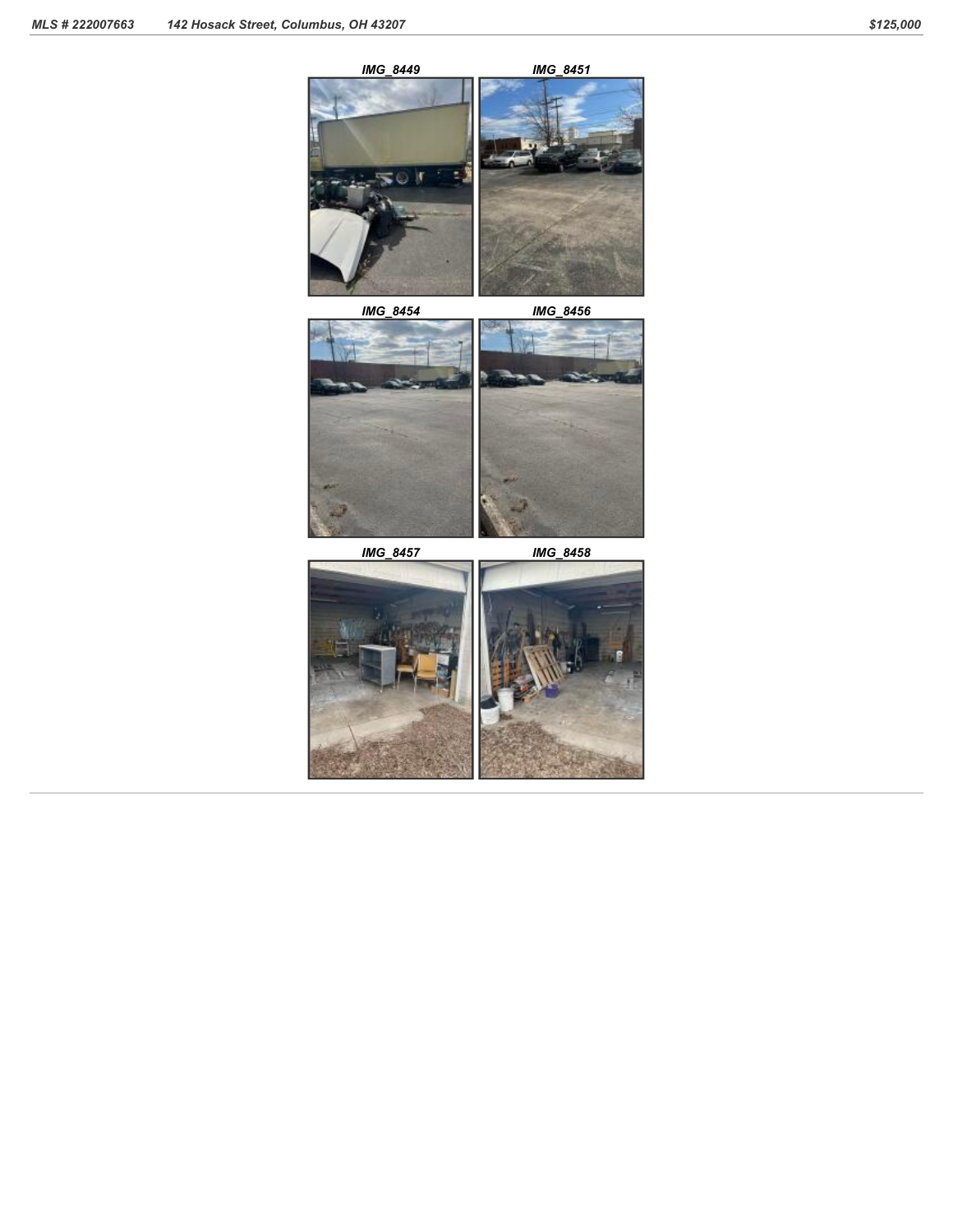IMG_8449

IMG_8451

IMG_8454

IMG_8456

IMG_8457

IMG_8458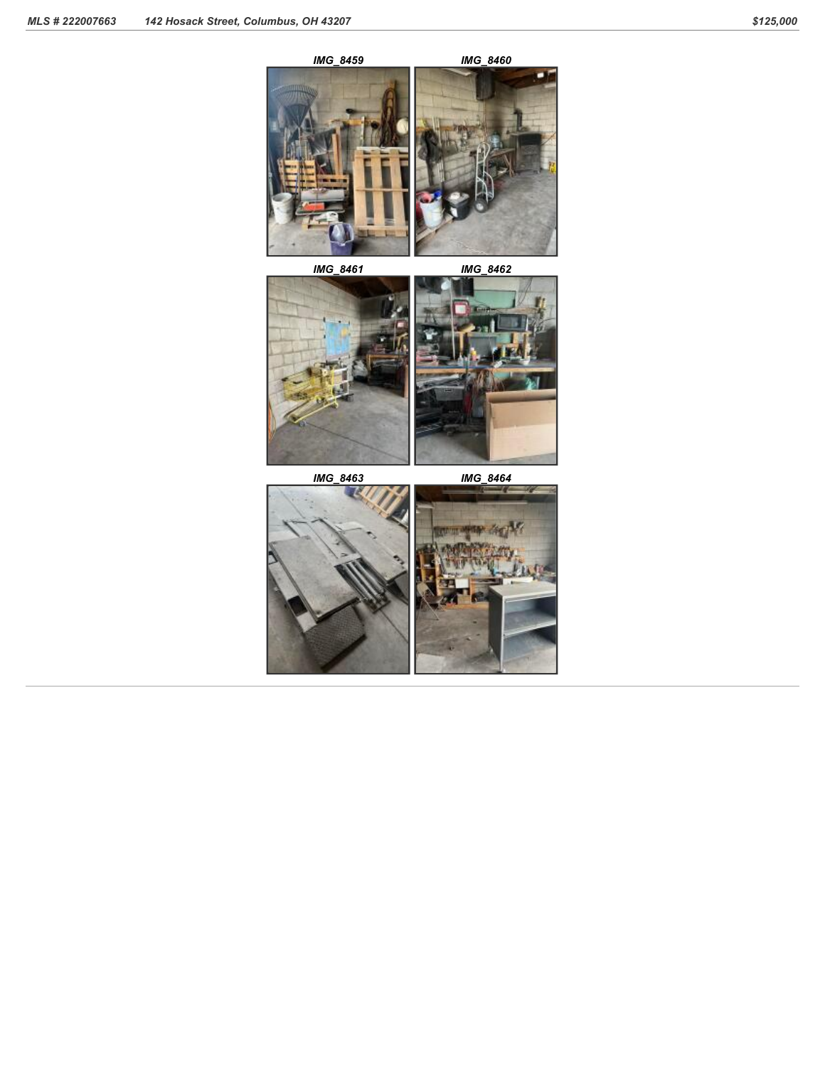IMG_8459

IMG_8460

IMG_8461

IMG_8462

IMG_8463

IMG_8464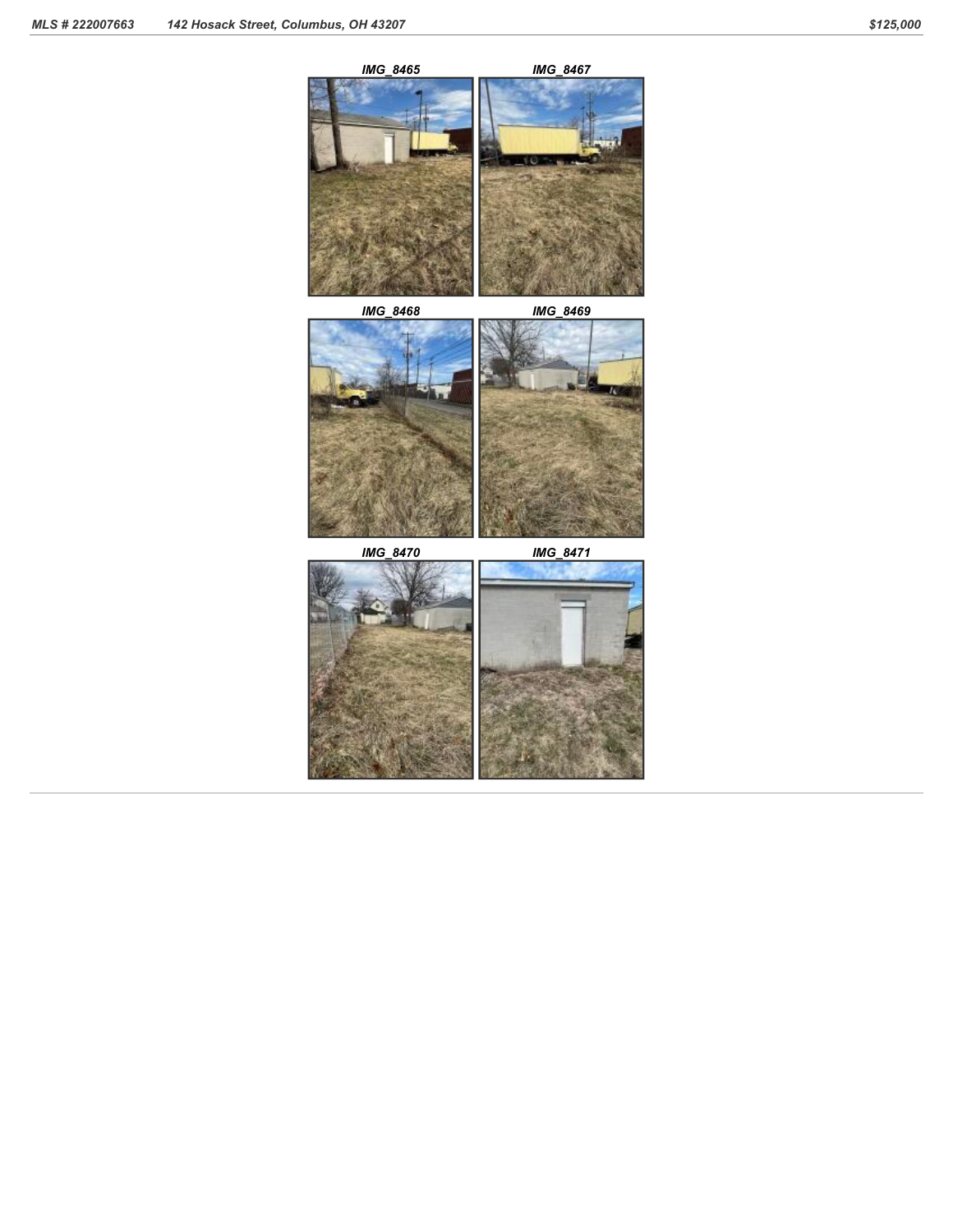IMG_8465

IMG_8467

IMG_8468

IMG_8469

IMG_8470

IMG_8471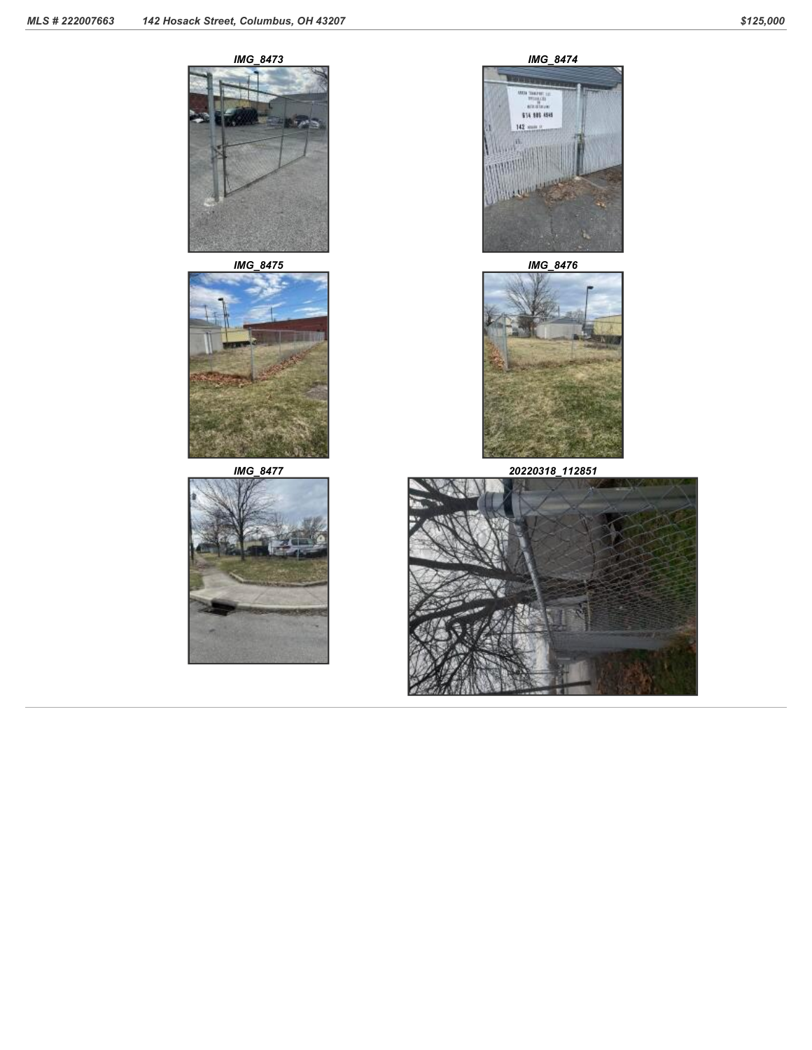IMG_8473

IMG_8474

IMG_8475

IMG_8476

IMG_8477

20220318_112851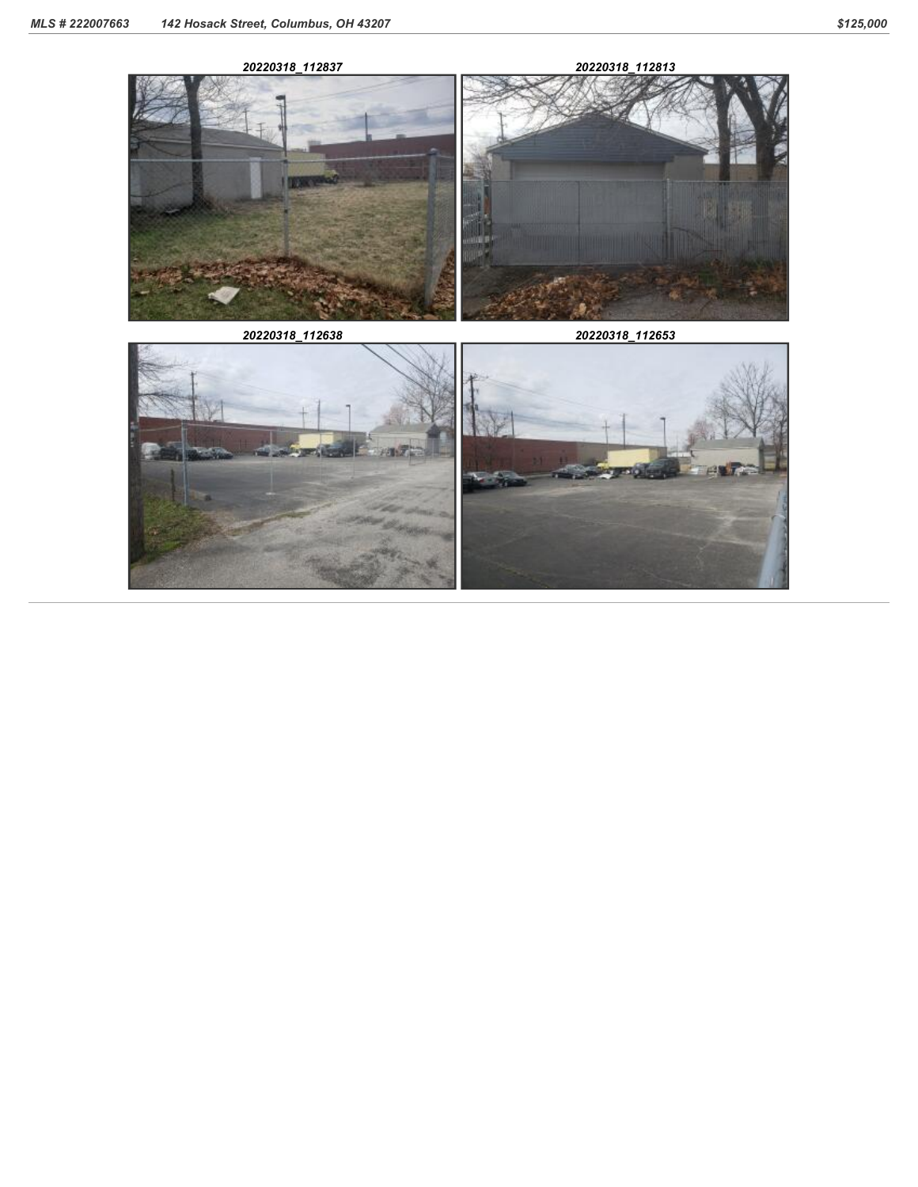20220318_112837

20220318_112813

20220318_112638

20220318_112653